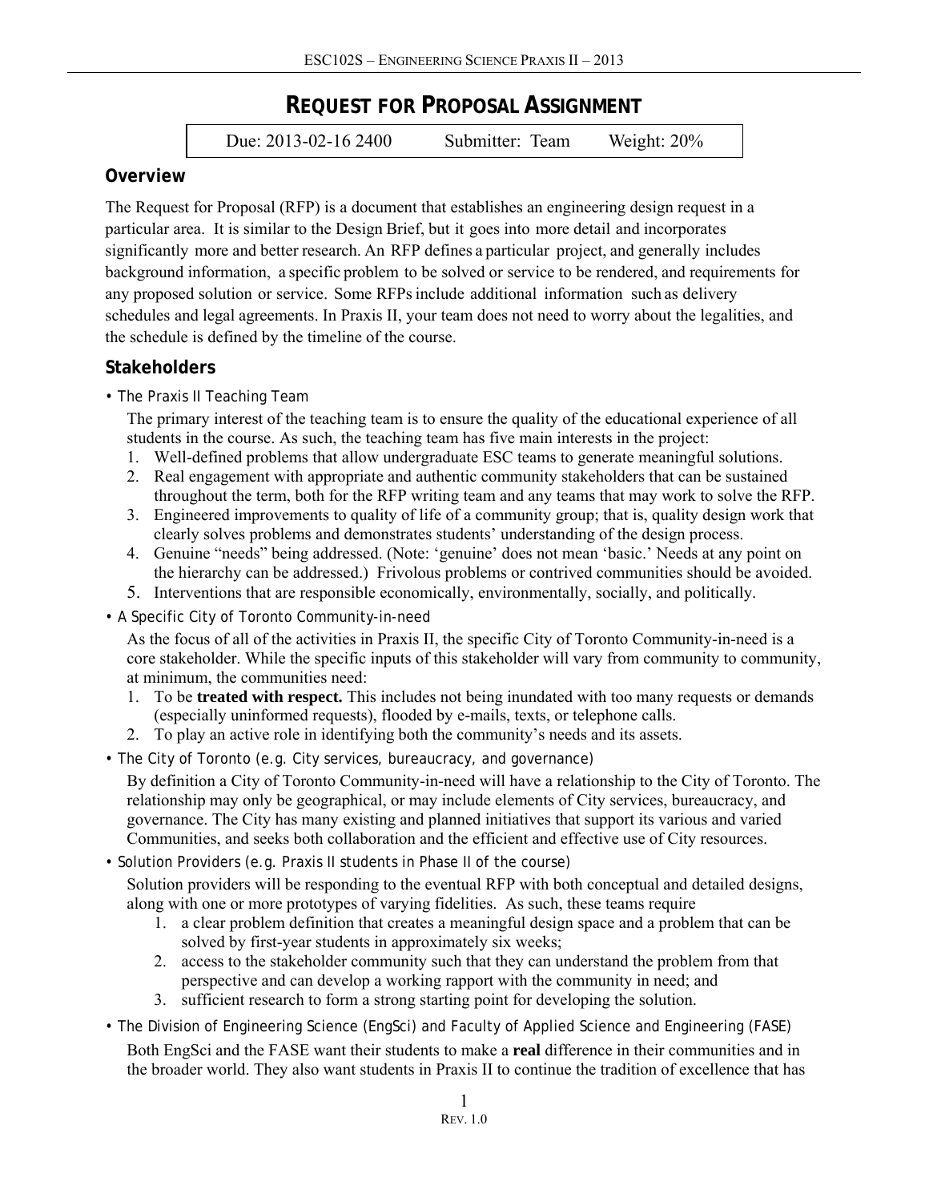# REQUEST FOR PROPOSAL ASSIGNMENT

| Due: 2013-02-16 2400 | Submitter: Team | Weight: 20% |
| --- | --- | --- |

## Overview

The Request for Proposal (RFP) is a document that establishes an engineering design request in a particular area. It is similar to the Design Brief, but it goes into more detail and incorporates significantly more and better research. An RFP defines a particular project, and generally includes background information, a specific problem to be solved or service to be rendered, and requirements for any proposed solution or service. Some RFPs include additional information such as delivery schedules and legal agreements. In Praxis II, your team does not need to worry about the legalities, and the schedule is defined by the timeline of the course.

## Stakeholders

- The Praxis II Teaching Team

  The primary interest of the teaching team is to ensure the quality of the educational experience of all students in the course. As such, the teaching team has five main interests in the project:
  1. Well-defined problems that allow undergraduate ESC teams to generate meaningful solutions.
  2. Real engagement with appropriate and authentic community stakeholders that can be sustained throughout the term, both for the RFP writing team and any teams that may work to solve the RFP.
  3. Engineered improvements to quality of life of a community group; that is, quality design work that clearly solves problems and demonstrates students' understanding of the design process.
  4. Genuine "needs" being addressed. (Note: 'genuine' does not mean 'basic.' Needs at any point on the hierarchy can be addressed.) Frivolous problems or contrived communities should be avoided.
  5. Interventions that are responsible economically, environmentally, socially, and politically.

- A Specific City of Toronto Community-in-need

  As the focus of all of the activities in Praxis II, the specific City of Toronto Community-in-need is a core stakeholder. While the specific inputs of this stakeholder will vary from community to community, at minimum, the communities need:
  1. To be **treated with respect.** This includes not being inundated with too many requests or demands (especially uninformed requests), flooded by e-mails, texts, or telephone calls.
  2. To play an active role in identifying both the community's needs and its assets.

- The City of Toronto (e.g. City services, bureaucracy, and governance)

  By definition a City of Toronto Community-in-need will have a relationship to the City of Toronto. The relationship may only be geographical, or may include elements of City services, bureaucracy, and governance. The City has many existing and planned initiatives that support its various and varied Communities, and seeks both collaboration and the efficient and effective use of City resources.

- Solution Providers (e.g. Praxis II students in Phase II of the course)

  Solution providers will be responding to the eventual RFP with both conceptual and detailed designs, along with one or more prototypes of varying fidelities. As such, these teams require
  1. a clear problem definition that creates a meaningful design space and a problem that can be solved by first-year students in approximately six weeks;
  2. access to the stakeholder community such that they can understand the problem from that perspective and can develop a working rapport with the community in need; and
  3. sufficient research to form a strong starting point for developing the solution.

- The Division of Engineering Science (EngSci) and Faculty of Applied Science and Engineering (FASE)

  Both EngSci and the FASE want their students to make a **real** difference in their communities and in the broader world. They also want students in Praxis II to continue the tradition of excellence that has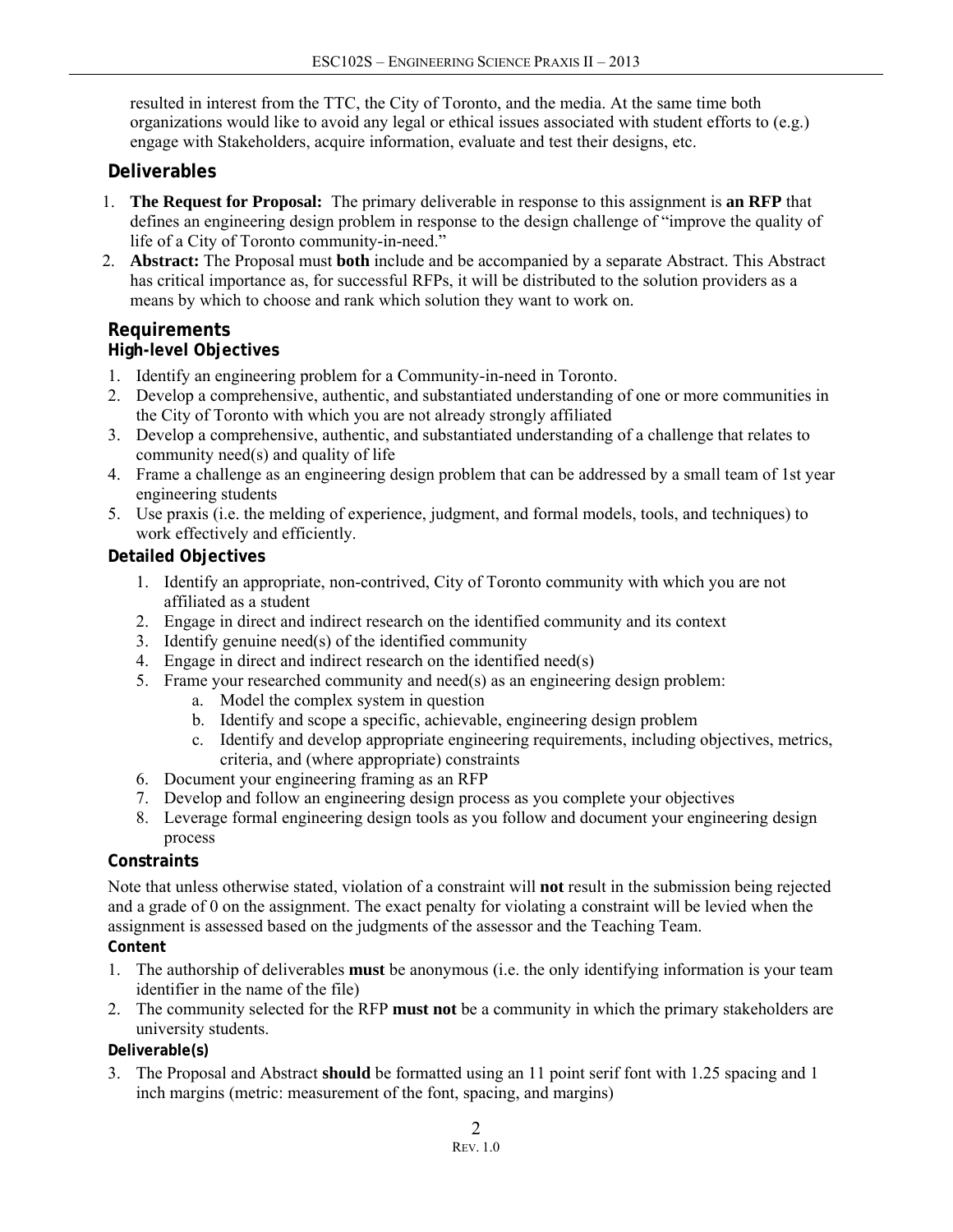resulted in interest from the TTC, the City of Toronto, and the media. At the same time both organizations would like to avoid any legal or ethical issues associated with student efforts to (e.g.) engage with Stakeholders, acquire information, evaluate and test their designs, etc.

## Deliverables

1. **The Request for Proposal:** The primary deliverable in response to this assignment is **an RFP** that defines an engineering design problem in response to the design challenge of "improve the quality of life of a City of Toronto community-in-need."
2. **Abstract:** The Proposal must **both** include and be accompanied by a separate Abstract. This Abstract has critical importance as, for successful RFPs, it will be distributed to the solution providers as a means by which to choose and rank which solution they want to work on.

## Requirements

### High-level Objectives

1. Identify an engineering problem for a Community-in-need in Toronto.
2. Develop a comprehensive, authentic, and substantiated understanding of one or more communities in the City of Toronto with which you are not already strongly affiliated
3. Develop a comprehensive, authentic, and substantiated understanding of a challenge that relates to community need(s) and quality of life
4. Frame a challenge as an engineering design problem that can be addressed by a small team of 1st year engineering students
5. Use praxis (i.e. the melding of experience, judgment, and formal models, tools, and techniques) to work effectively and efficiently.

### Detailed Objectives

1. Identify an appropriate, non-contrived, City of Toronto community with which you are not affiliated as a student
2. Engage in direct and indirect research on the identified community and its context
3. Identify genuine need(s) of the identified community
4. Engage in direct and indirect research on the identified need(s)
5. Frame your researched community and need(s) as an engineering design problem:
   a. Model the complex system in question
   b. Identify and scope a specific, achievable, engineering design problem
   c. Identify and develop appropriate engineering requirements, including objectives, metrics, criteria, and (where appropriate) constraints
6. Document your engineering framing as an RFP
7. Develop and follow an engineering design process as you complete your objectives
8. Leverage formal engineering design tools as you follow and document your engineering design process

### Constraints

Note that unless otherwise stated, violation of a constraint will **not** result in the submission being rejected and a grade of 0 on the assignment. The exact penalty for violating a constraint will be levied when the assignment is assessed based on the judgments of the assessor and the Teaching Team.

#### Content

1. The authorship of deliverables **must** be anonymous (i.e. the only identifying information is your team identifier in the name of the file)
2. The community selected for the RFP **must not** be a community in which the primary stakeholders are university students.

#### Deliverable(s)

3. The Proposal and Abstract **should** be formatted using an 11 point serif font with 1.25 spacing and 1 inch margins (metric: measurement of the font, spacing, and margins)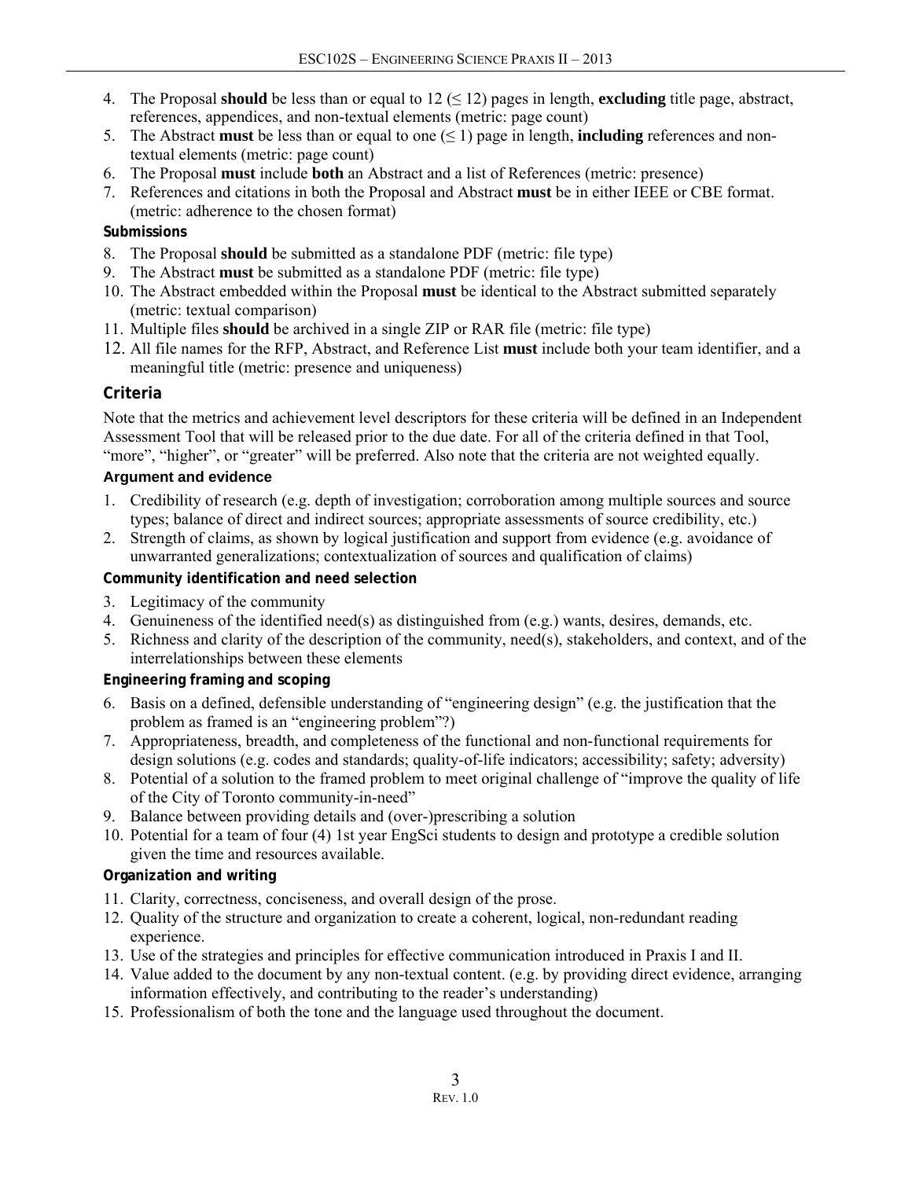4. The Proposal **should** be less than or equal to 12 ($\leq$ 12) pages in length, **excluding** title page, abstract, references, appendices, and non-textual elements (metric: page count)
5. The Abstract **must** be less than or equal to one ($\leq$ 1) page in length, **including** references and non-textual elements (metric: page count)
6. The Proposal **must** include **both** an Abstract and a list of References (metric: presence)
7. References and citations in both the Proposal and Abstract **must** be in either IEEE or CBE format. (metric: adherence to the chosen format)

**Submissions**

8. The Proposal **should** be submitted as a standalone PDF (metric: file type)
9. The Abstract **must** be submitted as a standalone PDF (metric: file type)
10. The Abstract embedded within the Proposal **must** be identical to the Abstract submitted separately (metric: textual comparison)
11. Multiple files **should** be archived in a single ZIP or RAR file (metric: file type)
12. All file names for the RFP, Abstract, and Reference List **must** include both your team identifier, and a meaningful title (metric: presence and uniqueness)

## Criteria

Note that the metrics and achievement level descriptors for these criteria will be defined in an Independent Assessment Tool that will be released prior to the due date. For all of the criteria defined in that Tool, "more", "higher", or "greater" will be preferred. Also note that the criteria are not weighted equally.

**Argument and evidence**

1. Credibility of research (e.g. depth of investigation; corroboration among multiple sources and source types; balance of direct and indirect sources; appropriate assessments of source credibility, etc.)
2. Strength of claims, as shown by logical justification and support from evidence (e.g. avoidance of unwarranted generalizations; contextualization of sources and qualification of claims)

**Community identification and need selection**

3. Legitimacy of the community
4. Genuineness of the identified need(s) as distinguished from (e.g.) wants, desires, demands, etc.
5. Richness and clarity of the description of the community, need(s), stakeholders, and context, and of the interrelationships between these elements

**Engineering framing and scoping**

6. Basis on a defined, defensible understanding of "engineering design" (e.g. the justification that the problem as framed is an "engineering problem"?)
7. Appropriateness, breadth, and completeness of the functional and non-functional requirements for design solutions (e.g. codes and standards; quality-of-life indicators; accessibility; safety; adversity)
8. Potential of a solution to the framed problem to meet original challenge of "improve the quality of life of the City of Toronto community-in-need"
9. Balance between providing details and (over-)prescribing a solution
10. Potential for a team of four (4) 1st year EngSci students to design and prototype a credible solution given the time and resources available.

**Organization and writing**

11. Clarity, correctness, conciseness, and overall design of the prose.
12. Quality of the structure and organization to create a coherent, logical, non-redundant reading experience.
13. Use of the strategies and principles for effective communication introduced in Praxis I and II.
14. Value added to the document by any non-textual content. (e.g. by providing direct evidence, arranging information effectively, and contributing to the reader's understanding)
15. Professionalism of both the tone and the language used throughout the document.